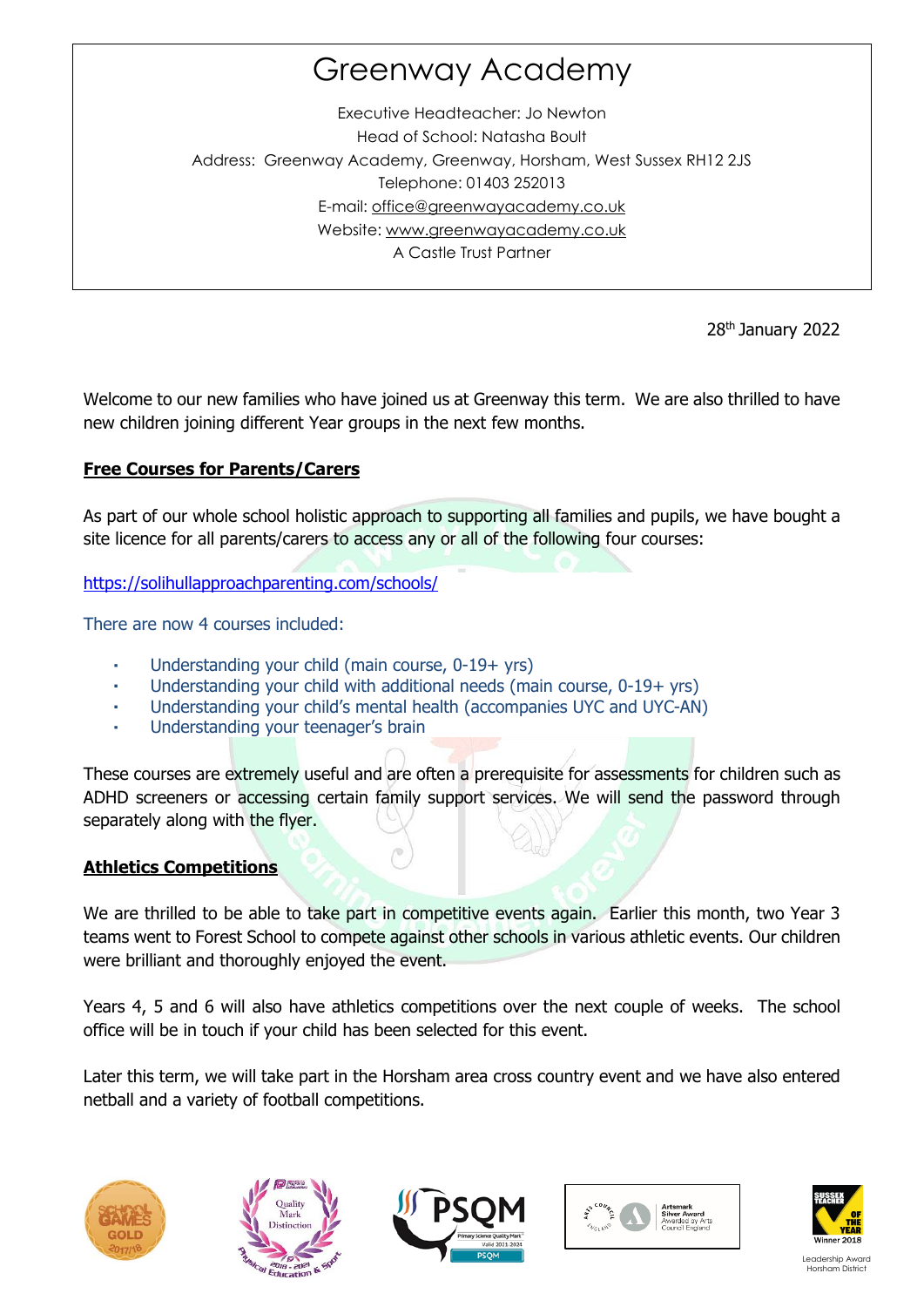# Greenway Academy

Executive Headteacher: Jo Newton
Head of School: Natasha Boult
Address: Greenway Academy, Greenway, Horsham, West Sussex RH12 2JS
Telephone: 01403 252013
E-mail: office@greenwayacademy.co.uk
Website: www.greenwayacademy.co.uk
A Castle Trust Partner

28th January 2022

Welcome to our new families who have joined us at Greenway this term. We are also thrilled to have new children joining different Year groups in the next few months.

**Free Courses for Parents/Carers**

As part of our whole school holistic approach to supporting all families and pupils, we have bought a site licence for all parents/carers to access any or all of the following four courses:

https://solihullapproachparenting.com/schools/

There are now 4 courses included:

- Understanding your child (main course, 0-19+ yrs)
- Understanding your child with additional needs (main course, 0-19+ yrs)
- Understanding your child's mental health (accompanies UYC and UYC-AN)
- Understanding your teenager's brain

These courses are extremely useful and are often a prerequisite for assessments for children such as ADHD screeners or accessing certain family support services. We will send the password through separately along with the flyer.

**Athletics Competitions**

We are thrilled to be able to take part in competitive events again. Earlier this month, two Year 3 teams went to Forest School to compete against other schools in various athletic events. Our children were brilliant and thoroughly enjoyed the event.

Years 4, 5 and 6 will also have athletics competitions over the next couple of weeks. The school office will be in touch if your child has been selected for this event.

Later this term, we will take part in the Horsham area cross country event and we have also entered netball and a variety of football competitions.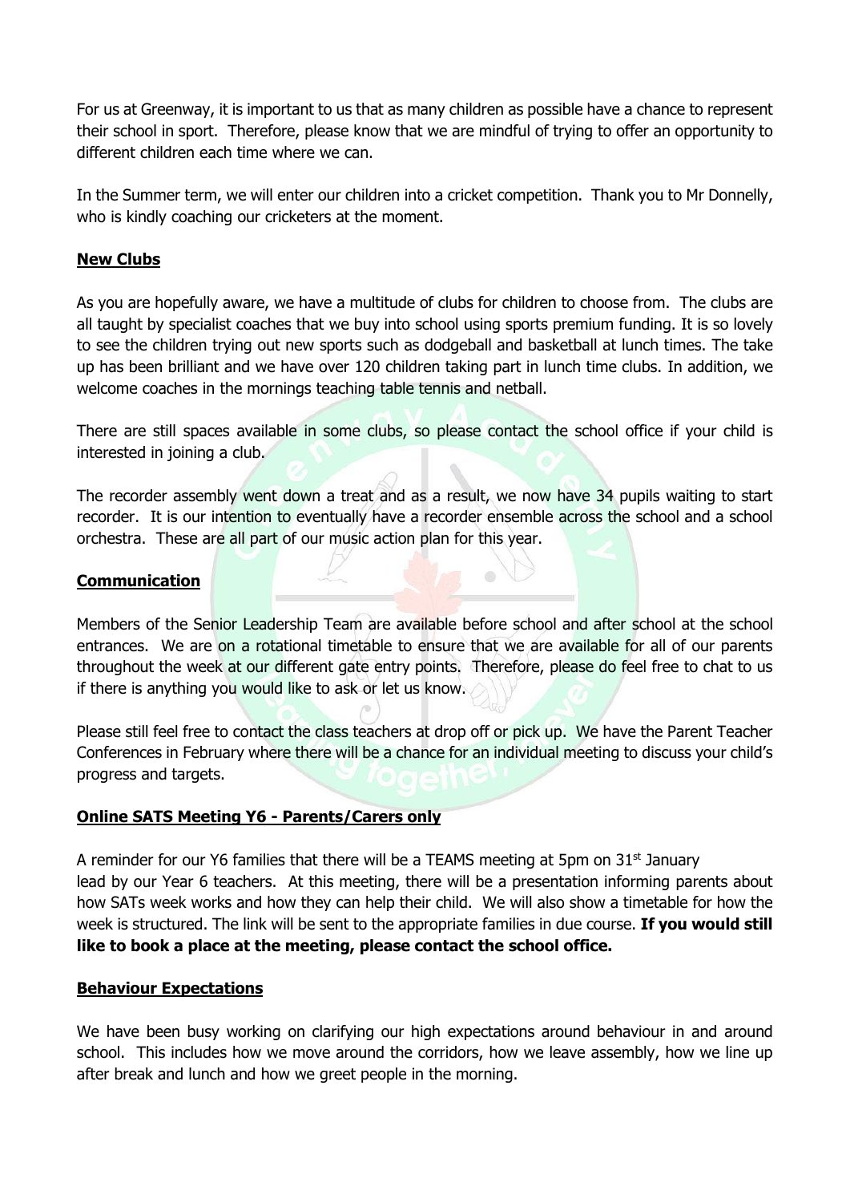For us at Greenway, it is important to us that as many children as possible have a chance to represent their school in sport. Therefore, please know that we are mindful of trying to offer an opportunity to different children each time where we can.

In the Summer term, we will enter our children into a cricket competition. Thank you to Mr Donnelly, who is kindly coaching our cricketers at the moment.

## New Clubs

As you are hopefully aware, we have a multitude of clubs for children to choose from. The clubs are all taught by specialist coaches that we buy into school using sports premium funding. It is so lovely to see the children trying out new sports such as dodgeball and basketball at lunch times. The take up has been brilliant and we have over 120 children taking part in lunch time clubs. In addition, we welcome coaches in the mornings teaching table tennis and netball.

There are still spaces available in some clubs, so please contact the school office if your child is interested in joining a club.

The recorder assembly went down a treat and as a result, we now have 34 pupils waiting to start recorder. It is our intention to eventually have a recorder ensemble across the school and a school orchestra. These are all part of our music action plan for this year.

## Communication

Members of the Senior Leadership Team are available before school and after school at the school entrances. We are on a rotational timetable to ensure that we are available for all of our parents throughout the week at our different gate entry points. Therefore, please do feel free to chat to us if there is anything you would like to ask or let us know.

Please still feel free to contact the class teachers at drop off or pick up. We have the Parent Teacher Conferences in February where there will be a chance for an individual meeting to discuss your child's progress and targets.

## Online SATS Meeting Y6 - Parents/Carers only

A reminder for our Y6 families that there will be a TEAMS meeting at 5pm on 31st January lead by our Year 6 teachers. At this meeting, there will be a presentation informing parents about how SATs week works and how they can help their child. We will also show a timetable for how the week is structured. The link will be sent to the appropriate families in due course. **If you would still like to book a place at the meeting, please contact the school office.**

## Behaviour Expectations

We have been busy working on clarifying our high expectations around behaviour in and around school. This includes how we move around the corridors, how we leave assembly, how we line up after break and lunch and how we greet people in the morning.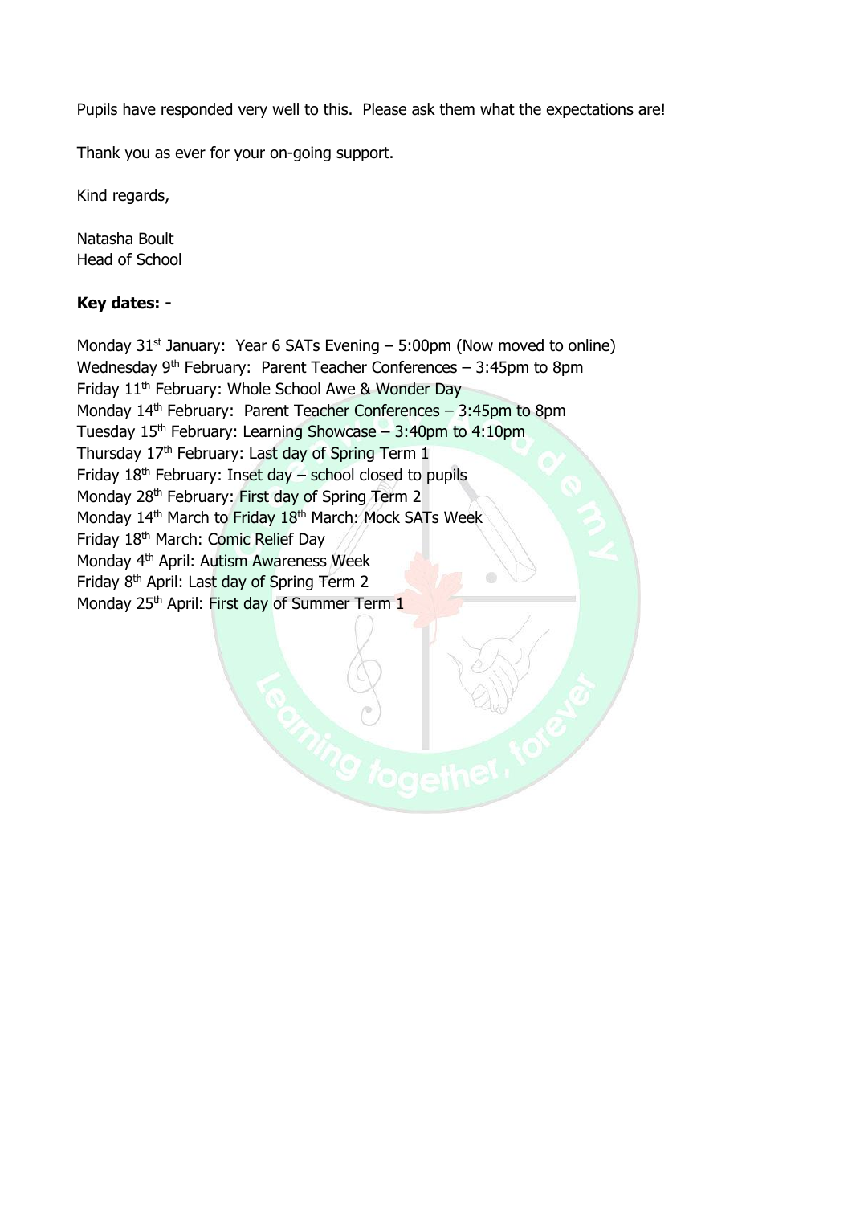Pupils have responded very well to this. Please ask them what the expectations are!

Thank you as ever for your on-going support.

Kind regards,

Natasha Boult
Head of School

**Key dates: -**

Monday 31st January: Year 6 SATs Evening – 5:00pm (Now moved to online)
Wednesday 9th February: Parent Teacher Conferences – 3:45pm to 8pm
Friday 11th February: Whole School Awe & Wonder Day
Monday 14th February: Parent Teacher Conferences – 3:45pm to 8pm
Tuesday 15th February: Learning Showcase – 3:40pm to 4:10pm
Thursday 17th February: Last day of Spring Term 1
Friday 18th February: Inset day – school closed to pupils
Monday 28th February: First day of Spring Term 2
Monday 14th March to Friday 18th March: Mock SATs Week
Friday 18th March: Comic Relief Day
Monday 4th April: Autism Awareness Week
Friday 8th April: Last day of Spring Term 2
Monday 25th April: First day of Summer Term 1